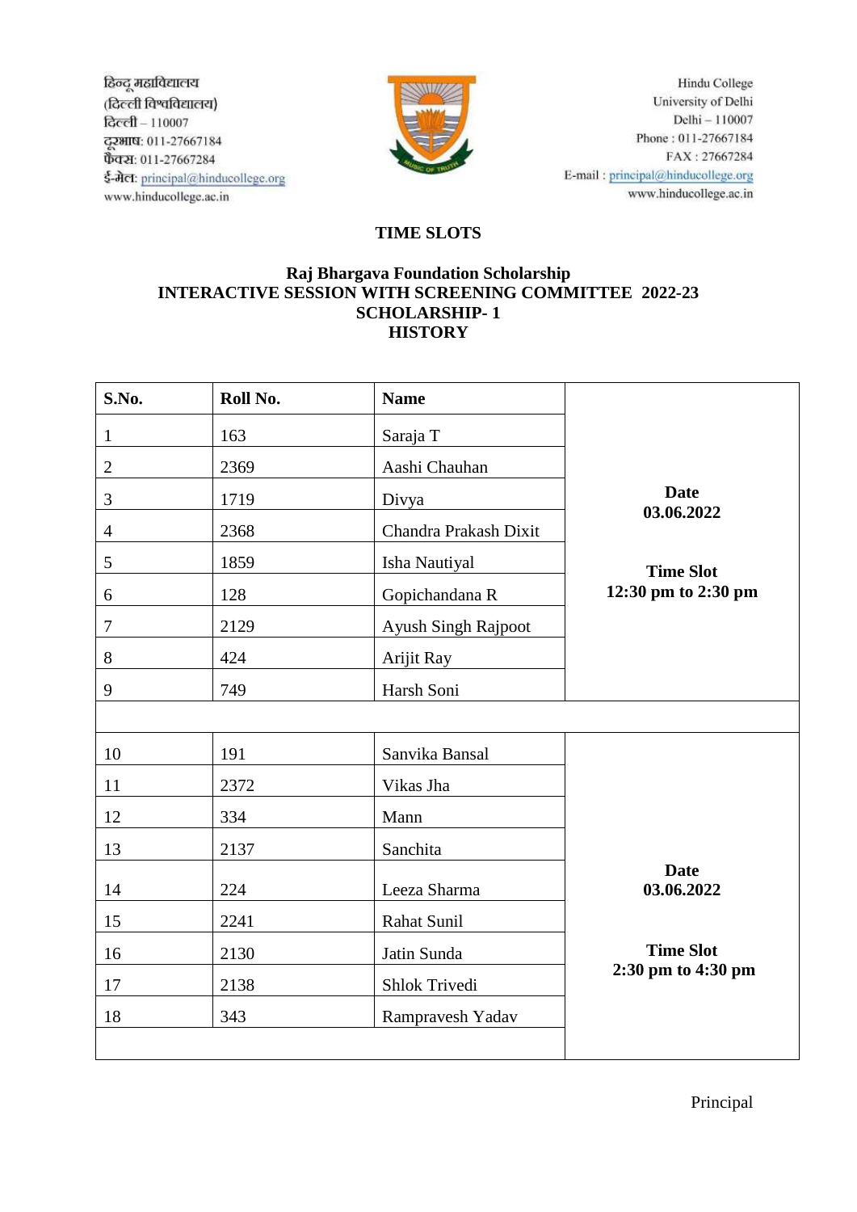हिन्दू महाविद्यालय
(दिल्ली विश्वविद्यालय)
दिल्ली – 110007
दूरभाष: 011-27667184
फैक्स: 011-27667284
ई-मेल: principal@hinducollege.org
www.hinducollege.ac.in

Hindu College
University of Delhi
Delhi – 110007
Phone : 011-27667184
FAX : 27667284
E-mail : principal@hinducollege.org
www.hinducollege.ac.in

## TIME SLOTS

### Raj Bhargava Foundation Scholarship
### INTERACTIVE SESSION WITH SCREENING COMMITTEE 2022-23
### SCHOLARSHIP- 1
### HISTORY

| S.No. | Roll No. | Name | |
|---|---|---|---|
| 1 | 163 | Saraja T | **Date 03.06.2022** **Time Slot 12:30 pm to 2:30 pm** |
| 2 | 2369 | Aashi Chauhan | |
| 3 | 1719 | Divya | |
| 4 | 2368 | Chandra Prakash Dixit | |
| 5 | 1859 | Isha Nautiyal | |
| 6 | 128 | Gopichandana R | |
| 7 | 2129 | Ayush Singh Rajpoot | |
| 8 | 424 | Arijit Ray | |
| 9 | 749 | Harsh Soni | |
| | | | |
| 10 | 191 | Sanvika Bansal | **Date 03.06.2022** **Time Slot 2:30 pm to 4:30 pm** |
| 11 | 2372 | Vikas Jha | |
| 12 | 334 | Mann | |
| 13 | 2137 | Sanchita | |
| 14 | 224 | Leeza Sharma | |
| 15 | 2241 | Rahat Sunil | |
| 16 | 2130 | Jatin Sunda | |
| 17 | 2138 | Shlok Trivedi | |
| 18 | 343 | Rampravesh Yadav | |

Principal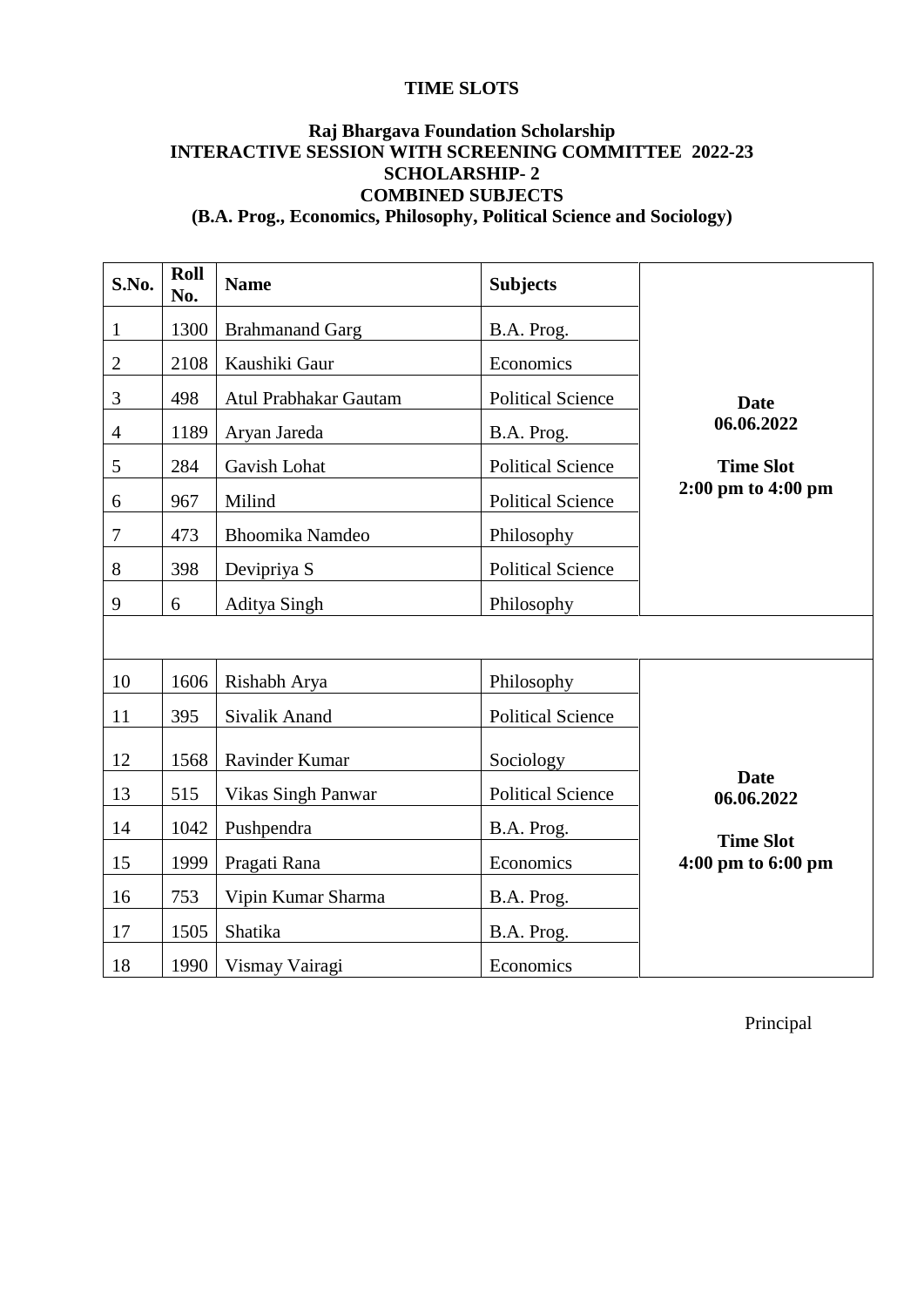**TIME SLOTS**

**Raj Bhargava Foundation Scholarship**
**INTERACTIVE SESSION WITH SCREENING COMMITTEE 2022-23**
**SCHOLARSHIP- 2**
**COMBINED SUBJECTS**
**(B.A. Prog., Economics, Philosophy, Political Science and Sociology)**

| S.No. | Roll No. | Name | Subjects | |
|---|---|---|---|---|
| 1 | 1300 | Brahmanand Garg | B.A. Prog. | **Date 06.06.2022** **Time Slot 2:00 pm to 4:00 pm** |
| 2 | 2108 | Kaushiki Gaur | Economics | |
| 3 | 498 | Atul Prabhakar Gautam | Political Science | |
| 4 | 1189 | Aryan Jareda | B.A. Prog. | |
| 5 | 284 | Gavish Lohat | Political Science | |
| 6 | 967 | Milind | Political Science | |
| 7 | 473 | Bhoomika Namdeo | Philosophy | |
| 8 | 398 | Devipriya S | Political Science | |
| 9 | 6 | Aditya Singh | Philosophy | |
| | | | | |
| 10 | 1606 | Rishabh Arya | Philosophy | **Date 06.06.2022** **Time Slot 4:00 pm to 6:00 pm** |
| 11 | 395 | Sivalik Anand | Political Science | |
| 12 | 1568 | Ravinder Kumar | Sociology | |
| 13 | 515 | Vikas Singh Panwar | Political Science | |
| 14 | 1042 | Pushpendra | B.A. Prog. | |
| 15 | 1999 | Pragati Rana | Economics | |
| 16 | 753 | Vipin Kumar Sharma | B.A. Prog. | |
| 17 | 1505 | Shatika | B.A. Prog. | |
| 18 | 1990 | Vismay Vairagi | Economics | |

Principal